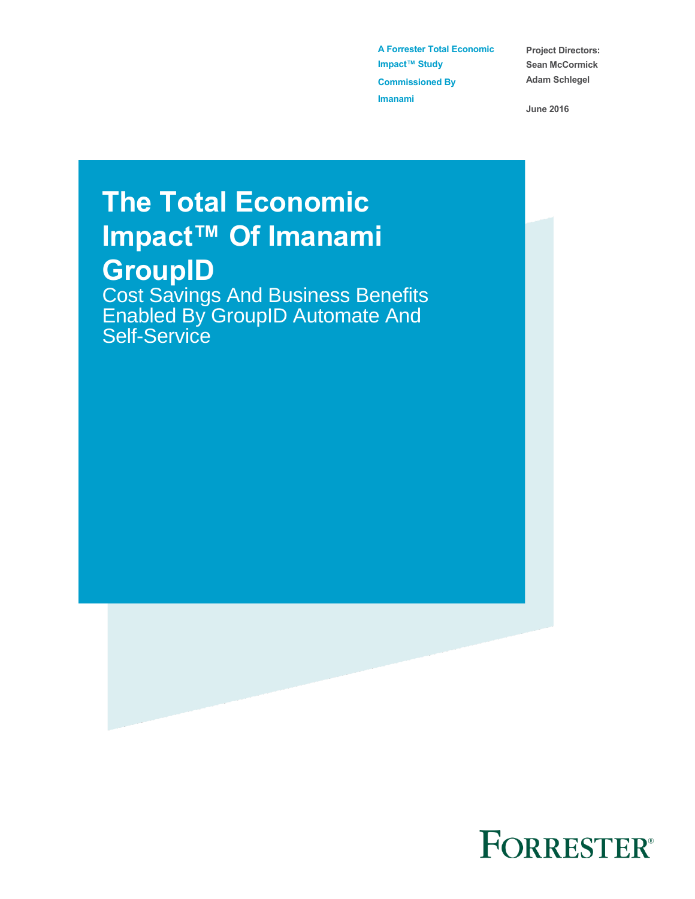A Forrester Total Economic Impact™ Study

Commissioned By Imanami

Project Directors:
Sean McCormick
Adam Schlegel

June 2016

# The Total Economic Impact™ Of Imanami GroupID

## Cost Savings And Business Benefits Enabled By GroupID Automate And Self-Service

FORRESTER®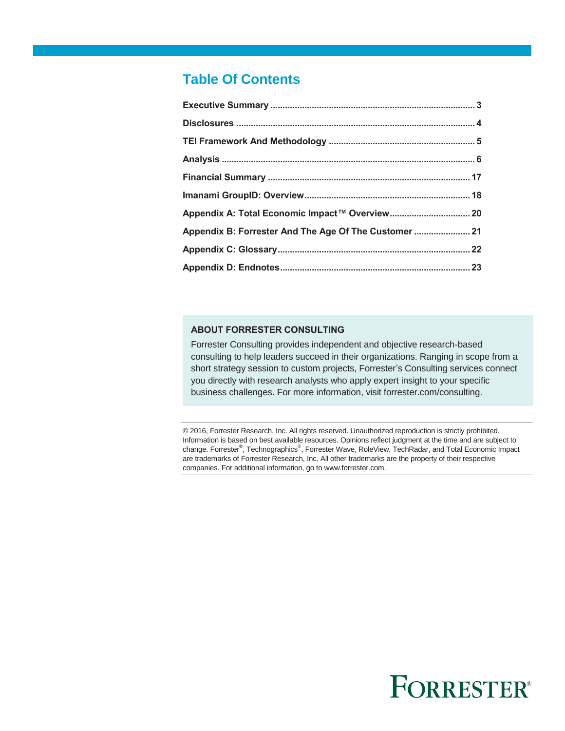## Table Of Contents

| | |
|---|---|
| **Executive Summary** | **3** |
| **Disclosures** | **4** |
| **TEI Framework And Methodology** | **5** |
| **Analysis** | **6** |
| **Financial Summary** | **17** |
| **Imanami GroupID: Overview** | **18** |
| **Appendix A: Total Economic Impact™ Overview** | **20** |
| **Appendix B: Forrester And The Age Of The Customer** | **21** |
| **Appendix C: Glossary** | **22** |
| **Appendix D: Endnotes** | **23** |

**ABOUT FORRESTER CONSULTING**

Forrester Consulting provides independent and objective research-based consulting to help leaders succeed in their organizations. Ranging in scope from a short strategy session to custom projects, Forrester's Consulting services connect you directly with research analysts who apply expert insight to your specific business challenges. For more information, visit forrester.com/consulting.

© 2016, Forrester Research, Inc. All rights reserved. Unauthorized reproduction is strictly prohibited. Information is based on best available resources. Opinions reflect judgment at the time and are subject to change. Forrester®, Technographics®, Forrester Wave, RoleView, TechRadar, and Total Economic Impact are trademarks of Forrester Research, Inc. All other trademarks are the property of their respective companies. For additional information, go to www.forrester.com.

FORRESTER®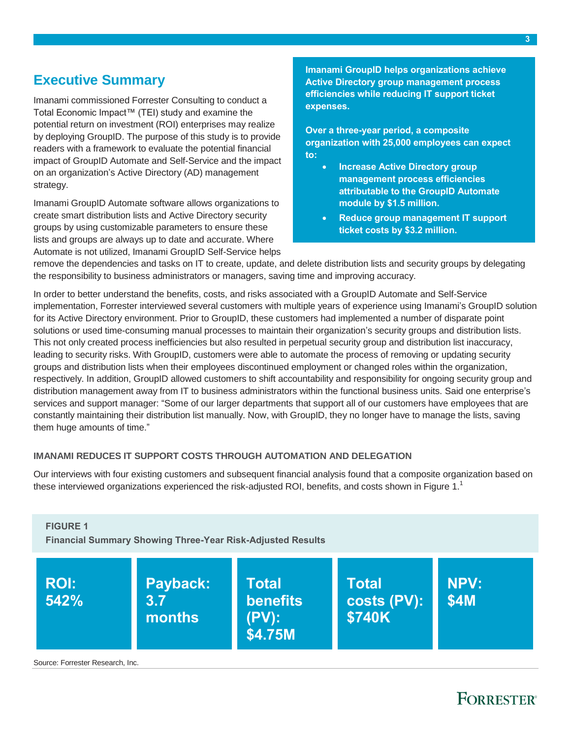## Executive Summary

Imanami commissioned Forrester Consulting to conduct a Total Economic Impact™ (TEI) study and examine the potential return on investment (ROI) enterprises may realize by deploying GroupID. The purpose of this study is to provide readers with a framework to evaluate the potential financial impact of GroupID Automate and Self-Service and the impact on an organization's Active Directory (AD) management strategy.

Imanami GroupID Automate software allows organizations to create smart distribution lists and Active Directory security groups by using customizable parameters to ensure these lists and groups are always up to date and accurate. Where Automate is not utilized, Imanami GroupID Self-Service helps remove the dependencies and tasks on IT to create, update, and delete distribution lists and security groups by delegating the responsibility to business administrators or managers, saving time and improving accuracy.

**Imanami GroupID helps organizations achieve Active Directory group management process efficiencies while reducing IT support ticket expenses.**

**Over a three-year period, a composite organization with 25,000 employees can expect to:**

- **Increase Active Directory group management process efficiencies attributable to the GroupID Automate module by $1.5 million.**
- **Reduce group management IT support ticket costs by $3.2 million.**

In order to better understand the benefits, costs, and risks associated with a GroupID Automate and Self-Service implementation, Forrester interviewed several customers with multiple years of experience using Imanami's GroupID solution for its Active Directory environment. Prior to GroupID, these customers had implemented a number of disparate point solutions or used time-consuming manual processes to maintain their organization's security groups and distribution lists. This not only created process inefficiencies but also resulted in perpetual security group and distribution list inaccuracy, leading to security risks. With GroupID, customers were able to automate the process of removing or updating security groups and distribution lists when their employees discontinued employment or changed roles within the organization, respectively. In addition, GroupID allowed customers to shift accountability and responsibility for ongoing security group and distribution management away from IT to business administrators within the functional business units. Said one enterprise's services and support manager: "Some of our larger departments that support all of our customers have employees that are constantly maintaining their distribution list manually. Now, with GroupID, they no longer have to manage the lists, saving them huge amounts of time."

### IMANAMI REDUCES IT SUPPORT COSTS THROUGH AUTOMATION AND DELEGATION

Our interviews with four existing customers and subsequent financial analysis found that a composite organization based on these interviewed organizations experienced the risk-adjusted ROI, benefits, and costs shown in Figure 1.[1]

**FIGURE 1**
**Financial Summary Showing Three-Year Risk-Adjusted Results**

| ROI: 542% | Payback: 3.7 months | Total benefits (PV): $4.75M | Total costs (PV): $740K | NPV: $4M |
|---|---|---|---|---|

Source: Forrester Research, Inc.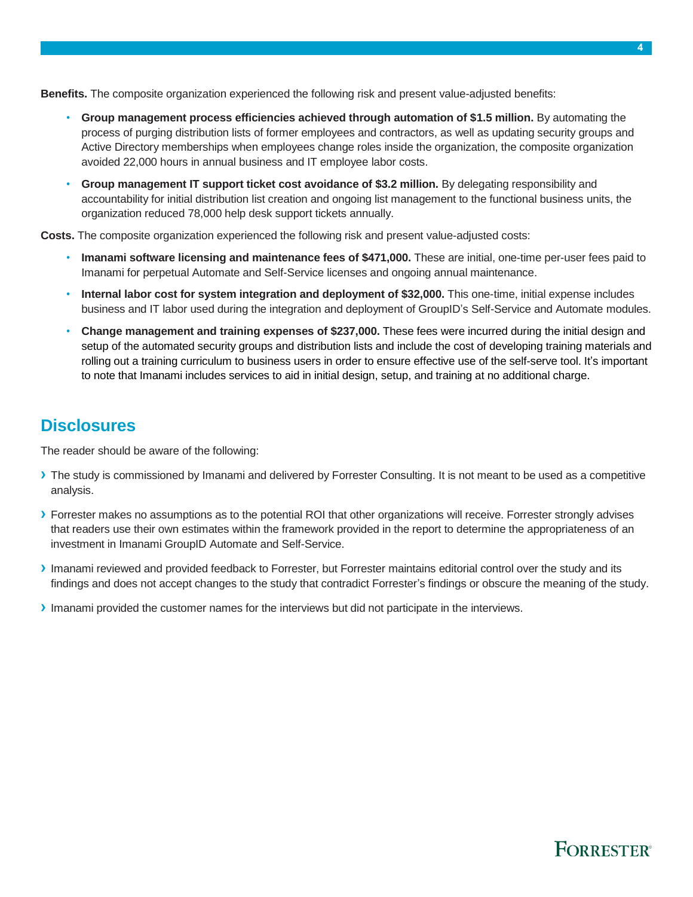**Benefits.** The composite organization experienced the following risk and present value-adjusted benefits:

- **Group management process efficiencies achieved through automation of $1.5 million.** By automating the process of purging distribution lists of former employees and contractors, as well as updating security groups and Active Directory memberships when employees change roles inside the organization, the composite organization avoided 22,000 hours in annual business and IT employee labor costs.
- **Group management IT support ticket cost avoidance of $3.2 million.** By delegating responsibility and accountability for initial distribution list creation and ongoing list management to the functional business units, the organization reduced 78,000 help desk support tickets annually.

**Costs.** The composite organization experienced the following risk and present value-adjusted costs:

- **Imanami software licensing and maintenance fees of $471,000.** These are initial, one-time per-user fees paid to Imanami for perpetual Automate and Self-Service licenses and ongoing annual maintenance.
- **Internal labor cost for system integration and deployment of $32,000.** This one-time, initial expense includes business and IT labor used during the integration and deployment of GroupID's Self-Service and Automate modules.
- **Change management and training expenses of $237,000.** These fees were incurred during the initial design and setup of the automated security groups and distribution lists and include the cost of developing training materials and rolling out a training curriculum to business users in order to ensure effective use of the self-serve tool. It's important to note that Imanami includes services to aid in initial design, setup, and training at no additional charge.

## Disclosures

The reader should be aware of the following:

- The study is commissioned by Imanami and delivered by Forrester Consulting. It is not meant to be used as a competitive analysis.
- Forrester makes no assumptions as to the potential ROI that other organizations will receive. Forrester strongly advises that readers use their own estimates within the framework provided in the report to determine the appropriateness of an investment in Imanami GroupID Automate and Self-Service.
- Imanami reviewed and provided feedback to Forrester, but Forrester maintains editorial control over the study and its findings and does not accept changes to the study that contradict Forrester's findings or obscure the meaning of the study.
- Imanami provided the customer names for the interviews but did not participate in the interviews.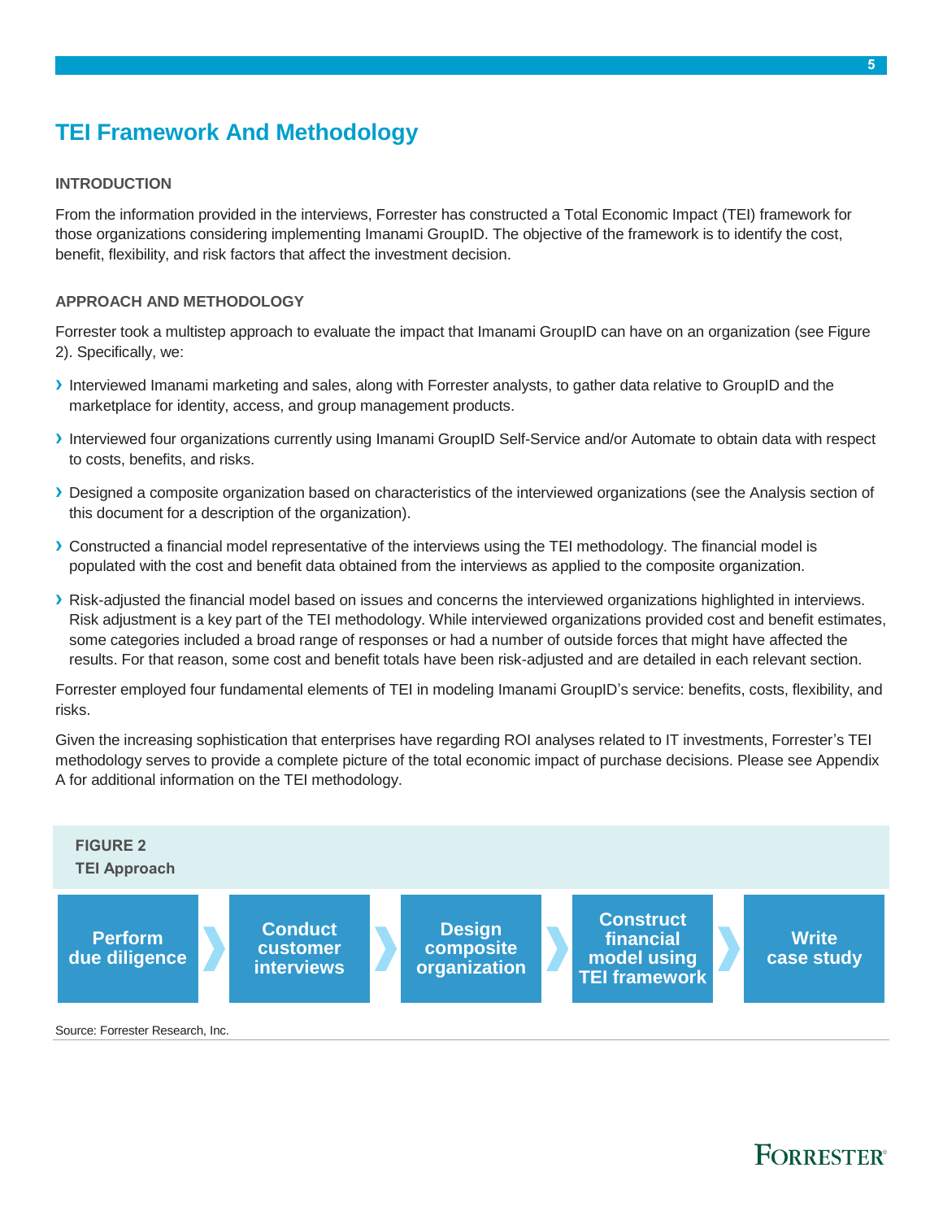# TEI Framework And Methodology

### INTRODUCTION

From the information provided in the interviews, Forrester has constructed a Total Economic Impact (TEI) framework for those organizations considering implementing Imanami GroupID. The objective of the framework is to identify the cost, benefit, flexibility, and risk factors that affect the investment decision.

### APPROACH AND METHODOLOGY

Forrester took a multistep approach to evaluate the impact that Imanami GroupID can have on an organization (see Figure 2). Specifically, we:

- Interviewed Imanami marketing and sales, along with Forrester analysts, to gather data relative to GroupID and the marketplace for identity, access, and group management products.
- Interviewed four organizations currently using Imanami GroupID Self-Service and/or Automate to obtain data with respect to costs, benefits, and risks.
- Designed a composite organization based on characteristics of the interviewed organizations (see the Analysis section of this document for a description of the organization).
- Constructed a financial model representative of the interviews using the TEI methodology. The financial model is populated with the cost and benefit data obtained from the interviews as applied to the composite organization.
- Risk-adjusted the financial model based on issues and concerns the interviewed organizations highlighted in interviews. Risk adjustment is a key part of the TEI methodology. While interviewed organizations provided cost and benefit estimates, some categories included a broad range of responses or had a number of outside forces that might have affected the results. For that reason, some cost and benefit totals have been risk-adjusted and are detailed in each relevant section.

Forrester employed four fundamental elements of TEI in modeling Imanami GroupID's service: benefits, costs, flexibility, and risks.

Given the increasing sophistication that enterprises have regarding ROI analyses related to IT investments, Forrester's TEI methodology serves to provide a complete picture of the total economic impact of purchase decisions. Please see Appendix A for additional information on the TEI methodology.

**FIGURE 2**
**TEI Approach**

Perform due diligence › Conduct customer interviews › Design composite organization › Construct financial model using TEI framework › Write case study

Source: Forrester Research, Inc.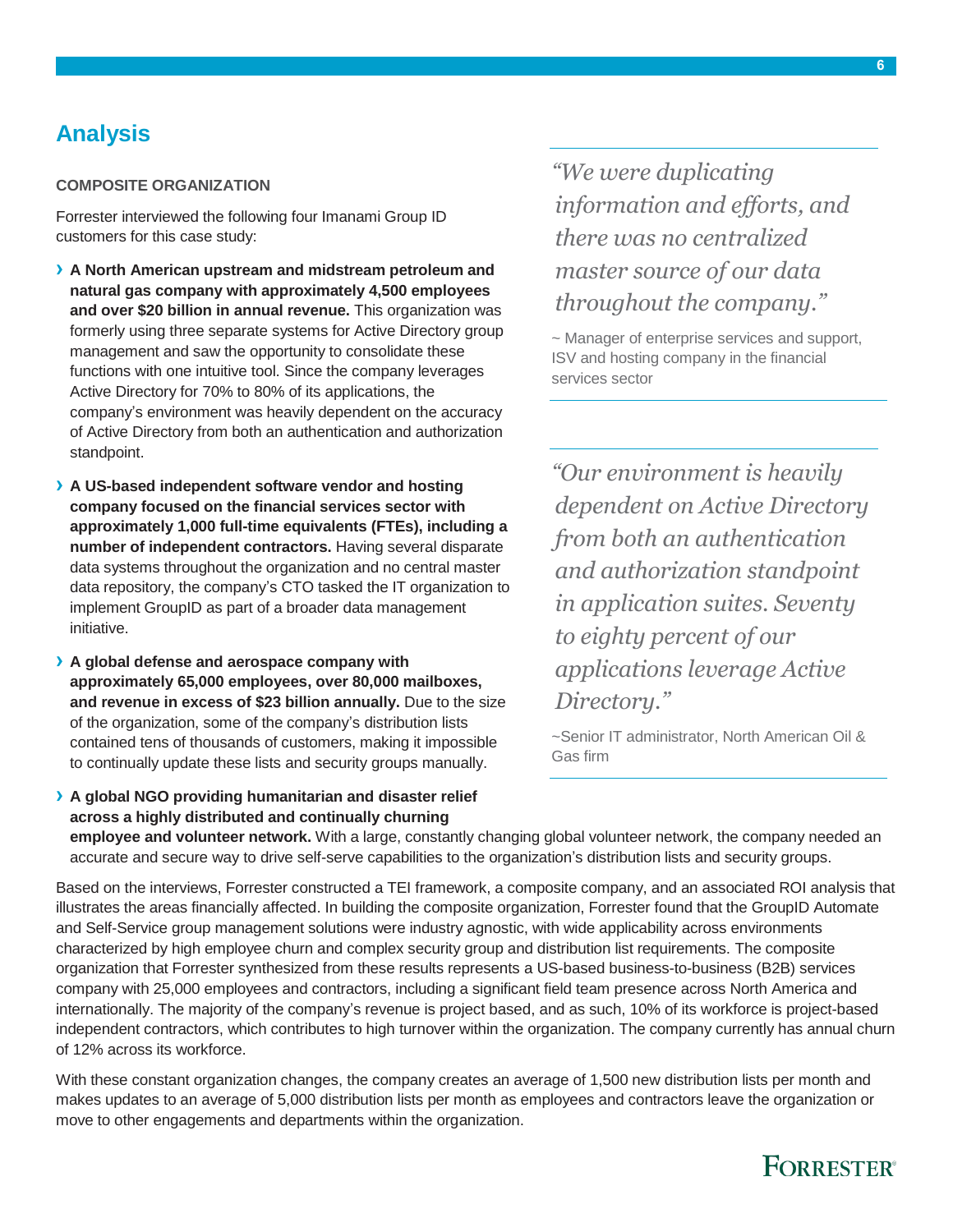## Analysis

**COMPOSITE ORGANIZATION**

Forrester interviewed the following four Imanami Group ID customers for this case study:

- **A North American upstream and midstream petroleum and natural gas company with approximately 4,500 employees and over $20 billion in annual revenue.** This organization was formerly using three separate systems for Active Directory group management and saw the opportunity to consolidate these functions with one intuitive tool. Since the company leverages Active Directory for 70% to 80% of its applications, the company's environment was heavily dependent on the accuracy of Active Directory from both an authentication and authorization standpoint.
- **A US-based independent software vendor and hosting company focused on the financial services sector with approximately 1,000 full-time equivalents (FTEs), including a number of independent contractors.** Having several disparate data systems throughout the organization and no central master data repository, the company's CTO tasked the IT organization to implement GroupID as part of a broader data management initiative.
- **A global defense and aerospace company with approximately 65,000 employees, over 80,000 mailboxes, and revenue in excess of $23 billion annually.** Due to the size of the organization, some of the company's distribution lists contained tens of thousands of customers, making it impossible to continually update these lists and security groups manually.
- **A global NGO providing humanitarian and disaster relief across a highly distributed and continually churning employee and volunteer network.** With a large, constantly changing global volunteer network, the company needed an accurate and secure way to drive self-serve capabilities to the organization's distribution lists and security groups.

> *"We were duplicating information and efforts, and there was no centralized master source of our data throughout the company."*
>
> ~ Manager of enterprise services and support, ISV and hosting company in the financial services sector

> *"Our environment is heavily dependent on Active Directory from both an authentication and authorization standpoint in application suites. Seventy to eighty percent of our applications leverage Active Directory."*
>
> ~Senior IT administrator, North American Oil & Gas firm

Based on the interviews, Forrester constructed a TEI framework, a composite company, and an associated ROI analysis that illustrates the areas financially affected. In building the composite organization, Forrester found that the GroupID Automate and Self-Service group management solutions were industry agnostic, with wide applicability across environments characterized by high employee churn and complex security group and distribution list requirements. The composite organization that Forrester synthesized from these results represents a US-based business-to-business (B2B) services company with 25,000 employees and contractors, including a significant field team presence across North America and internationally. The majority of the company's revenue is project based, and as such, 10% of its workforce is project-based independent contractors, which contributes to high turnover within the organization. The company currently has annual churn of 12% across its workforce.

With these constant organization changes, the company creates an average of 1,500 new distribution lists per month and makes updates to an average of 5,000 distribution lists per month as employees and contractors leave the organization or move to other engagements and departments within the organization.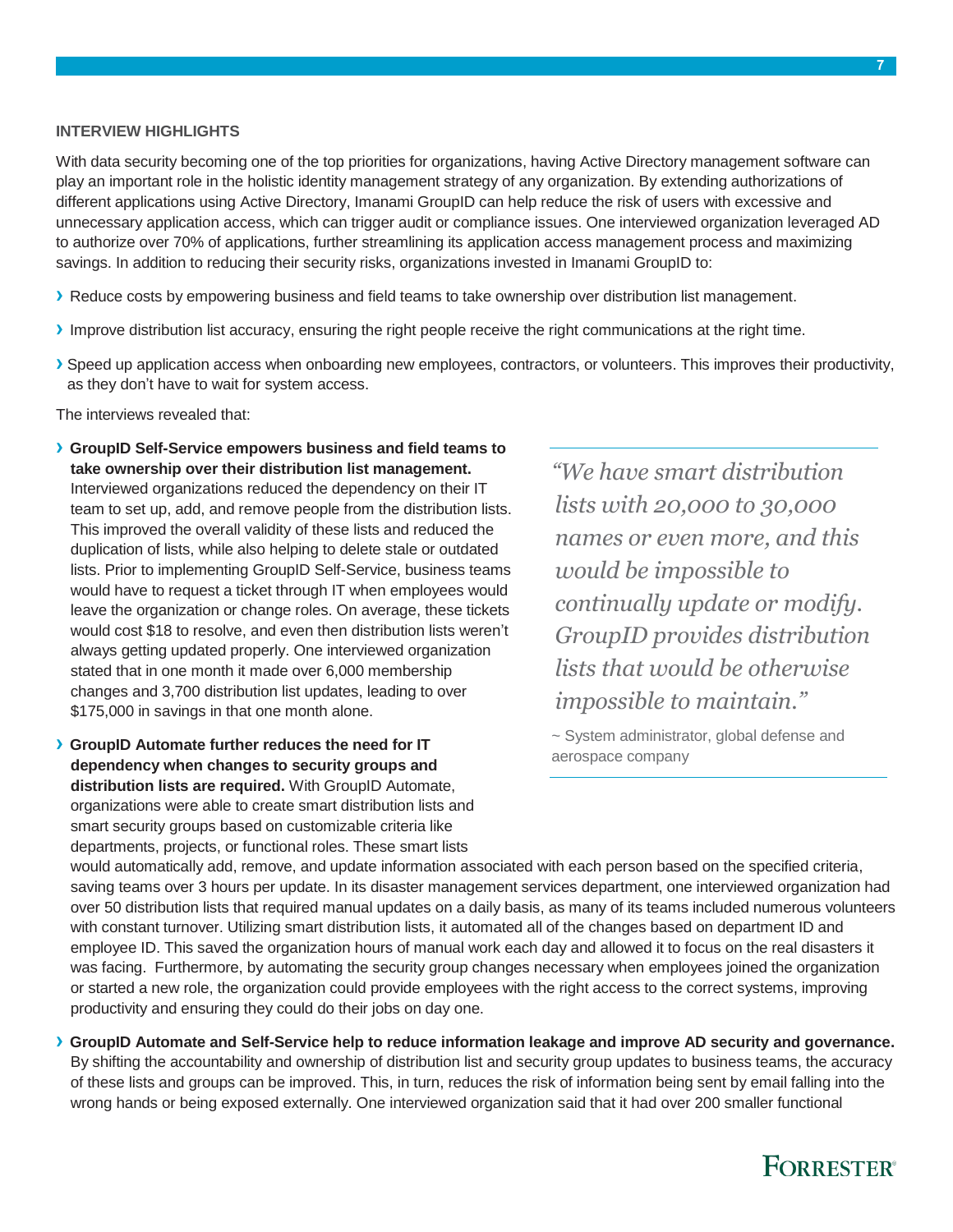### INTERVIEW HIGHLIGHTS

With data security becoming one of the top priorities for organizations, having Active Directory management software can play an important role in the holistic identity management strategy of any organization. By extending authorizations of different applications using Active Directory, Imanami GroupID can help reduce the risk of users with excessive and unnecessary application access, which can trigger audit or compliance issues. One interviewed organization leveraged AD to authorize over 70% of applications, further streamlining its application access management process and maximizing savings. In addition to reducing their security risks, organizations invested in Imanami GroupID to:

- Reduce costs by empowering business and field teams to take ownership over distribution list management.
- Improve distribution list accuracy, ensuring the right people receive the right communications at the right time.
- Speed up application access when onboarding new employees, contractors, or volunteers. This improves their productivity, as they don't have to wait for system access.

The interviews revealed that:

- **GroupID Self-Service empowers business and field teams to take ownership over their distribution list management.** Interviewed organizations reduced the dependency on their IT team to set up, add, and remove people from the distribution lists. This improved the overall validity of these lists and reduced the duplication of lists, while also helping to delete stale or outdated lists. Prior to implementing GroupID Self-Service, business teams would have to request a ticket through IT when employees would leave the organization or change roles. On average, these tickets would cost $18 to resolve, and even then distribution lists weren't always getting updated properly. One interviewed organization stated that in one month it made over 6,000 membership changes and 3,700 distribution list updates, leading to over $175,000 in savings in that one month alone.

> *"We have smart distribution lists with 20,000 to 30,000 names or even more, and this would be impossible to continually update or modify. GroupID provides distribution lists that would be otherwise impossible to maintain."*
>
> ~ System administrator, global defense and aerospace company

- **GroupID Automate further reduces the need for IT dependency when changes to security groups and distribution lists are required.** With GroupID Automate, organizations were able to create smart distribution lists and smart security groups based on customizable criteria like departments, projects, or functional roles. These smart lists would automatically add, remove, and update information associated with each person based on the specified criteria, saving teams over 3 hours per update. In its disaster management services department, one interviewed organization had over 50 distribution lists that required manual updates on a daily basis, as many of its teams included numerous volunteers with constant turnover. Utilizing smart distribution lists, it automated all of the changes based on department ID and employee ID. This saved the organization hours of manual work each day and allowed it to focus on the real disasters it was facing. Furthermore, by automating the security group changes necessary when employees joined the organization or started a new role, the organization could provide employees with the right access to the correct systems, improving productivity and ensuring they could do their jobs on day one.

- **GroupID Automate and Self-Service help to reduce information leakage and improve AD security and governance.** By shifting the accountability and ownership of distribution list and security group updates to business teams, the accuracy of these lists and groups can be improved. This, in turn, reduces the risk of information being sent by email falling into the wrong hands or being exposed externally. One interviewed organization said that it had over 200 smaller functional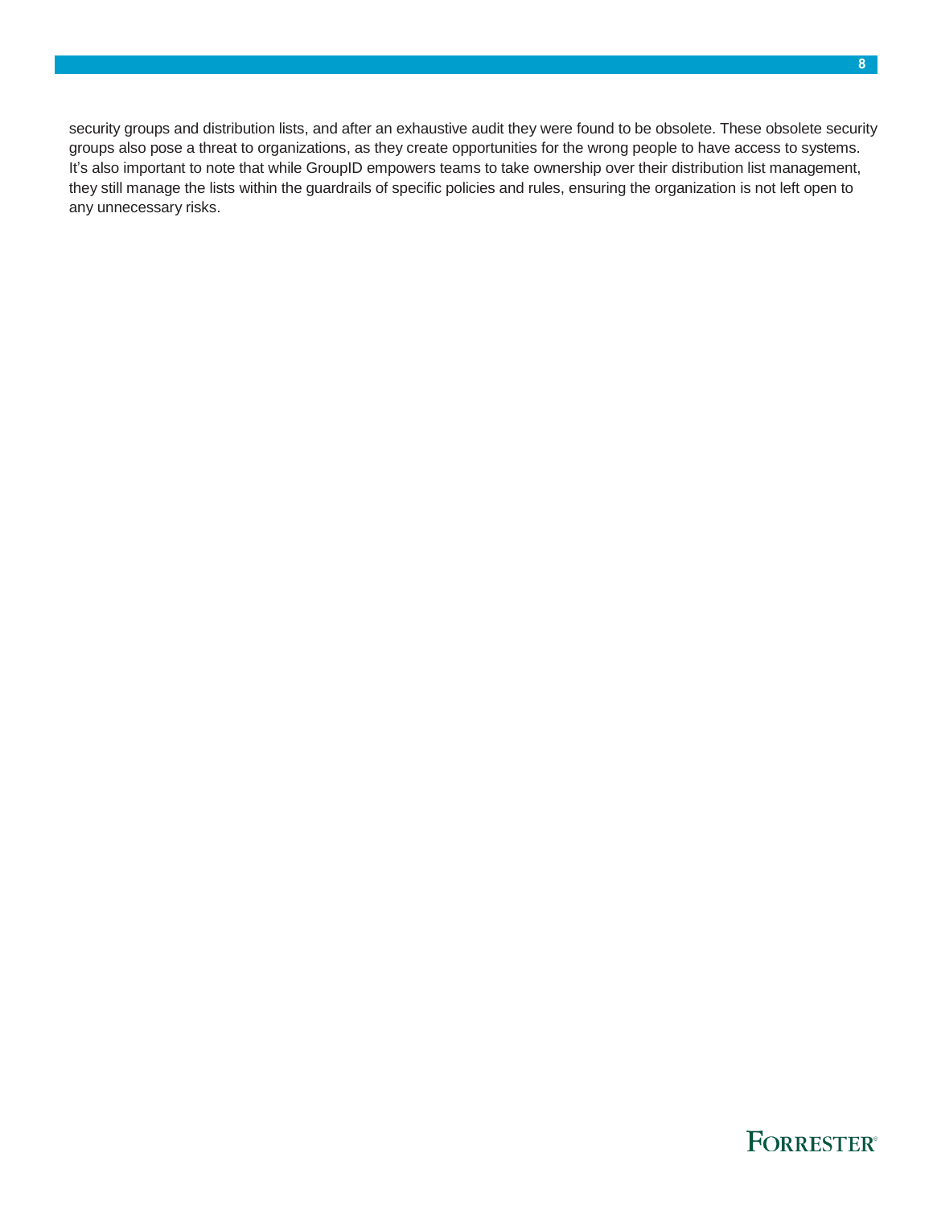security groups and distribution lists, and after an exhaustive audit they were found to be obsolete. These obsolete security groups also pose a threat to organizations, as they create opportunities for the wrong people to have access to systems. It's also important to note that while GroupID empowers teams to take ownership over their distribution list management, they still manage the lists within the guardrails of specific policies and rules, ensuring the organization is not left open to any unnecessary risks.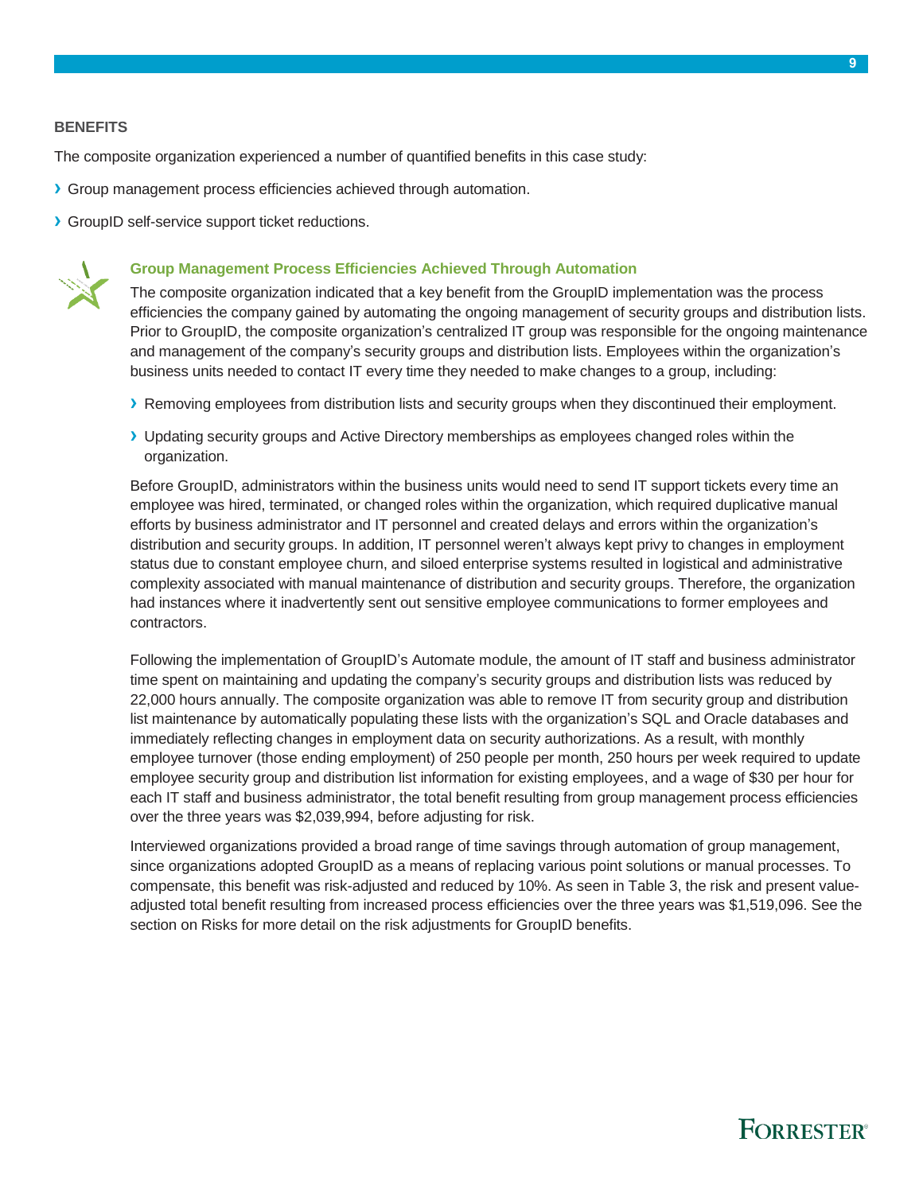## BENEFITS

The composite organization experienced a number of quantified benefits in this case study:

- Group management process efficiencies achieved through automation.
- GroupID self-service support ticket reductions.

### Group Management Process Efficiencies Achieved Through Automation

The composite organization indicated that a key benefit from the GroupID implementation was the process efficiencies the company gained by automating the ongoing management of security groups and distribution lists. Prior to GroupID, the composite organization's centralized IT group was responsible for the ongoing maintenance and management of the company's security groups and distribution lists. Employees within the organization's business units needed to contact IT every time they needed to make changes to a group, including:

- Removing employees from distribution lists and security groups when they discontinued their employment.
- Updating security groups and Active Directory memberships as employees changed roles within the organization.

Before GroupID, administrators within the business units would need to send IT support tickets every time an employee was hired, terminated, or changed roles within the organization, which required duplicative manual efforts by business administrator and IT personnel and created delays and errors within the organization's distribution and security groups. In addition, IT personnel weren't always kept privy to changes in employment status due to constant employee churn, and siloed enterprise systems resulted in logistical and administrative complexity associated with manual maintenance of distribution and security groups. Therefore, the organization had instances where it inadvertently sent out sensitive employee communications to former employees and contractors.

Following the implementation of GroupID's Automate module, the amount of IT staff and business administrator time spent on maintaining and updating the company's security groups and distribution lists was reduced by 22,000 hours annually. The composite organization was able to remove IT from security group and distribution list maintenance by automatically populating these lists with the organization's SQL and Oracle databases and immediately reflecting changes in employment data on security authorizations. As a result, with monthly employee turnover (those ending employment) of 250 people per month, 250 hours per week required to update employee security group and distribution list information for existing employees, and a wage of $30 per hour for each IT staff and business administrator, the total benefit resulting from group management process efficiencies over the three years was $2,039,994, before adjusting for risk.

Interviewed organizations provided a broad range of time savings through automation of group management, since organizations adopted GroupID as a means of replacing various point solutions or manual processes. To compensate, this benefit was risk-adjusted and reduced by 10%. As seen in Table 3, the risk and present value-adjusted total benefit resulting from increased process efficiencies over the three years was $1,519,096. See the section on Risks for more detail on the risk adjustments for GroupID benefits.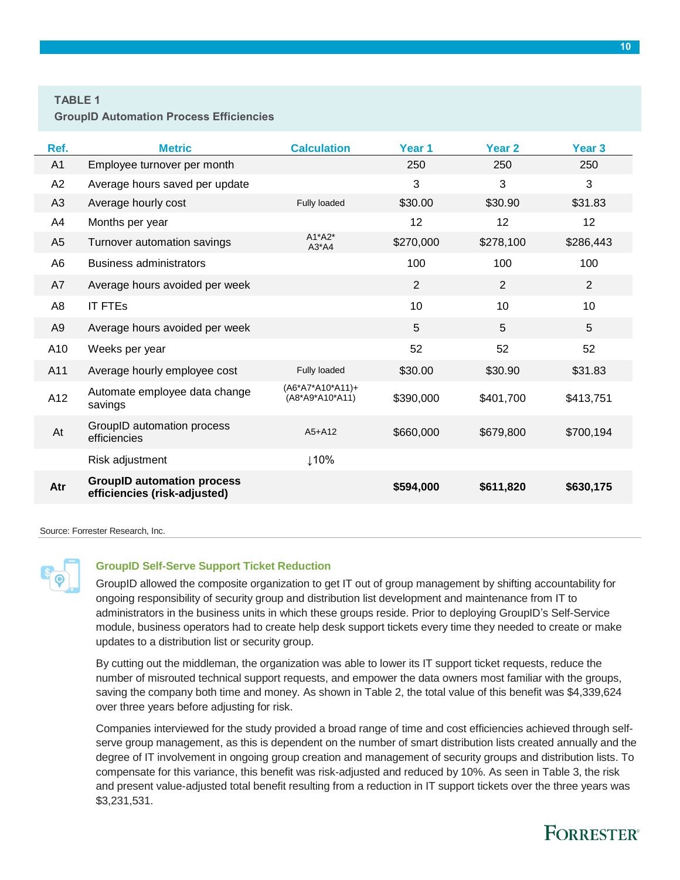**TABLE 1**
**GroupID Automation Process Efficiencies**

| Ref. | Metric | Calculation | Year 1 | Year 2 | Year 3 |
|---|---|---|---|---|---|
| A1 | Employee turnover per month | | 250 | 250 | 250 |
| A2 | Average hours saved per update | | 3 | 3 | 3 |
| A3 | Average hourly cost | Fully loaded | $30.00 | $30.90 | $31.83 |
| A4 | Months per year | | 12 | 12 | 12 |
| A5 | Turnover automation savings | A1*A2*A3*A4 | $270,000 | $278,100 | $286,443 |
| A6 | Business administrators | | 100 | 100 | 100 |
| A7 | Average hours avoided per week | | 2 | 2 | 2 |
| A8 | IT FTEs | | 10 | 10 | 10 |
| A9 | Average hours avoided per week | | 5 | 5 | 5 |
| A10 | Weeks per year | | 52 | 52 | 52 |
| A11 | Average hourly employee cost | Fully loaded | $30.00 | $30.90 | $31.83 |
| A12 | Automate employee data change savings | (A6*A7*A10*A11)+(A8*A9*A10*A11) | $390,000 | $401,700 | $413,751 |
| At | GroupID automation process efficiencies | A5+A12 | $660,000 | $679,800 | $700,194 |
| | Risk adjustment | ↓10% | | | |
| **Atr** | **GroupID automation process efficiencies (risk-adjusted)** | | **$594,000** | **$611,820** | **$630,175** |

Source: Forrester Research, Inc.

### GroupID Self-Serve Support Ticket Reduction

GroupID allowed the composite organization to get IT out of group management by shifting accountability for ongoing responsibility of security group and distribution list development and maintenance from IT to administrators in the business units in which these groups reside. Prior to deploying GroupID's Self-Service module, business operators had to create help desk support tickets every time they needed to create or make updates to a distribution list or security group.

By cutting out the middleman, the organization was able to lower its IT support ticket requests, reduce the number of misrouted technical support requests, and empower the data owners most familiar with the groups, saving the company both time and money. As shown in Table 2, the total value of this benefit was $4,339,624 over three years before adjusting for risk.

Companies interviewed for the study provided a broad range of time and cost efficiencies achieved through self-serve group management, as this is dependent on the number of smart distribution lists created annually and the degree of IT involvement in ongoing group creation and management of security groups and distribution lists. To compensate for this variance, this benefit was risk-adjusted and reduced by 10%. As seen in Table 3, the risk and present value-adjusted total benefit resulting from a reduction in IT support tickets over the three years was $3,231,531.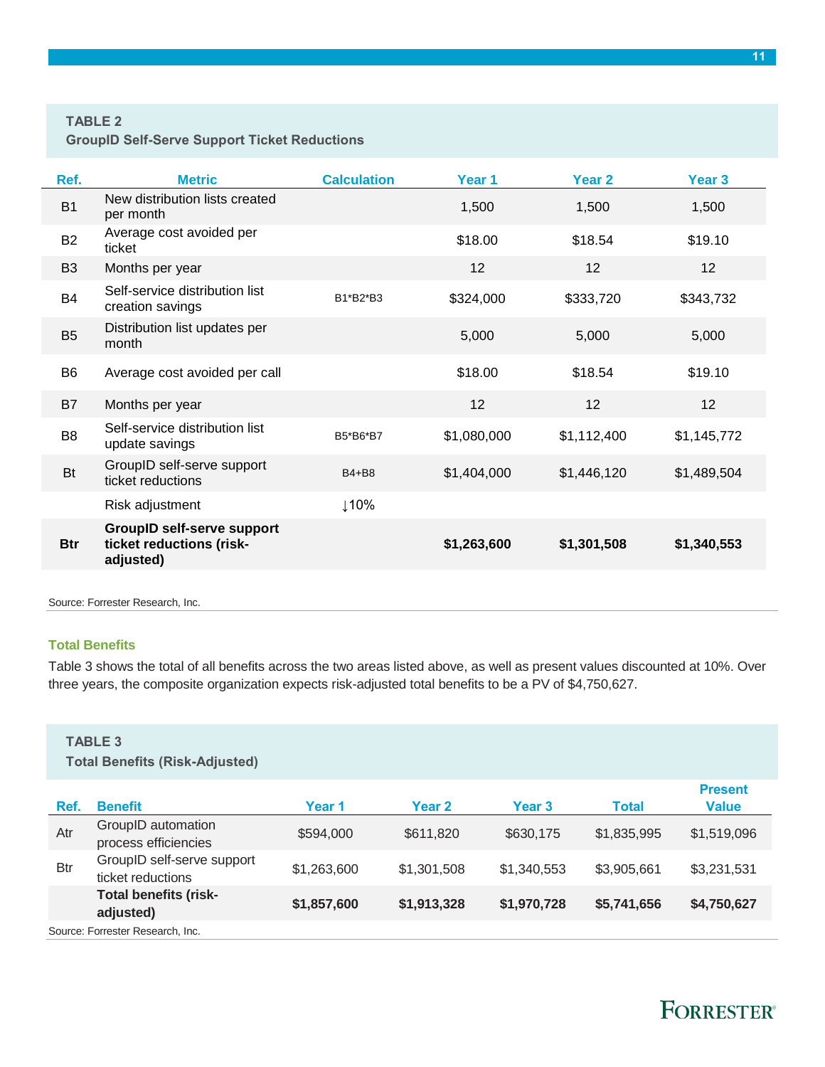**TABLE 2**
**GroupID Self-Serve Support Ticket Reductions**

| Ref. | Metric | Calculation | Year 1 | Year 2 | Year 3 |
|---|---|---|---|---|---|
| B1 | New distribution lists created per month | | 1,500 | 1,500 | 1,500 |
| B2 | Average cost avoided per ticket | | $18.00 | $18.54 | $19.10 |
| B3 | Months per year | | 12 | 12 | 12 |
| B4 | Self-service distribution list creation savings | B1*B2*B3 | $324,000 | $333,720 | $343,732 |
| B5 | Distribution list updates per month | | 5,000 | 5,000 | 5,000 |
| B6 | Average cost avoided per call | | $18.00 | $18.54 | $19.10 |
| B7 | Months per year | | 12 | 12 | 12 |
| B8 | Self-service distribution list update savings | B5*B6*B7 | $1,080,000 | $1,112,400 | $1,145,772 |
| Bt | GroupID self-serve support ticket reductions | B4+B8 | $1,404,000 | $1,446,120 | $1,489,504 |
| | Risk adjustment | ↓10% | | | |
| **Btr** | **GroupID self-serve support ticket reductions (risk-adjusted)** | | **$1,263,600** | **$1,301,508** | **$1,340,553** |

Source: Forrester Research, Inc.

### Total Benefits

Table 3 shows the total of all benefits across the two areas listed above, as well as present values discounted at 10%. Over three years, the composite organization expects risk-adjusted total benefits to be a PV of $4,750,627.

**TABLE 3**
**Total Benefits (Risk-Adjusted)**

| Ref. | Benefit | Year 1 | Year 2 | Year 3 | Total | Present Value |
|---|---|---|---|---|---|---|
| Atr | GroupID automation process efficiencies | $594,000 | $611,820 | $630,175 | $1,835,995 | $1,519,096 |
| Btr | GroupID self-serve support ticket reductions | $1,263,600 | $1,301,508 | $1,340,553 | $3,905,661 | $3,231,531 |
| | **Total benefits (risk-adjusted)** | **$1,857,600** | **$1,913,328** | **$1,970,728** | **$5,741,656** | **$4,750,627** |

Source: Forrester Research, Inc.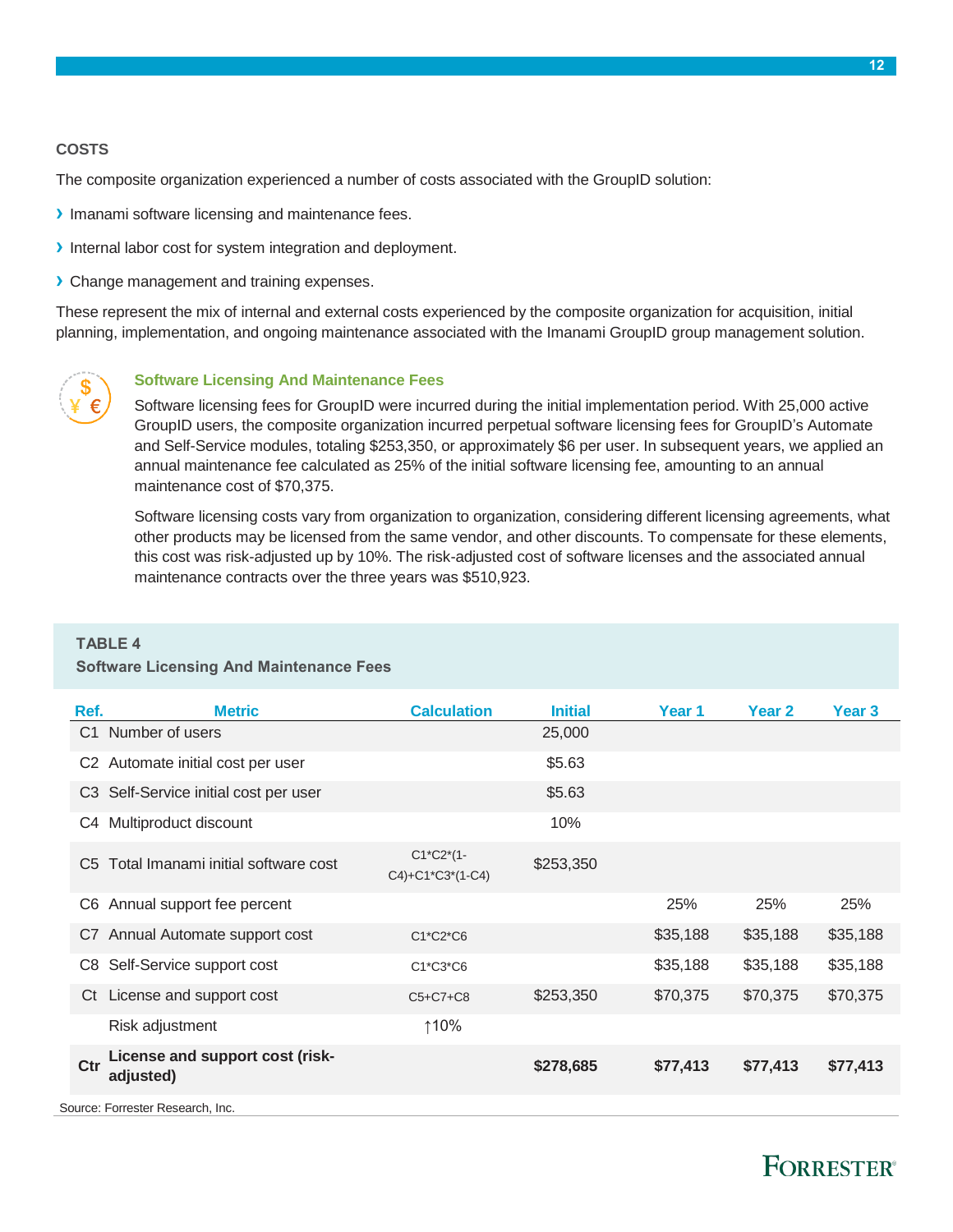## COSTS

The composite organization experienced a number of costs associated with the GroupID solution:

- Imanami software licensing and maintenance fees.
- Internal labor cost for system integration and deployment.
- Change management and training expenses.

These represent the mix of internal and external costs experienced by the composite organization for acquisition, initial planning, implementation, and ongoing maintenance associated with the Imanami GroupID group management solution.

### Software Licensing And Maintenance Fees

Software licensing fees for GroupID were incurred during the initial implementation period. With 25,000 active GroupID users, the composite organization incurred perpetual software licensing fees for GroupID's Automate and Self-Service modules, totaling $253,350, or approximately $6 per user. In subsequent years, we applied an annual maintenance fee calculated as 25% of the initial software licensing fee, amounting to an annual maintenance cost of $70,375.

Software licensing costs vary from organization to organization, considering different licensing agreements, what other products may be licensed from the same vendor, and other discounts. To compensate for these elements, this cost was risk-adjusted up by 10%. The risk-adjusted cost of software licenses and the associated annual maintenance contracts over the three years was $510,923.

**TABLE 4**
**Software Licensing And Maintenance Fees**

| Ref. | Metric | Calculation | Initial | Year 1 | Year 2 | Year 3 |
|---|---|---|---|---|---|---|
| C1 | Number of users | | 25,000 | | | |
| C2 | Automate initial cost per user | | $5.63 | | | |
| C3 | Self-Service initial cost per user | | $5.63 | | | |
| C4 | Multiproduct discount | | 10% | | | |
| C5 | Total Imanami initial software cost | C1*C2*(1-C4)+C1*C3*(1-C4) | $253,350 | | | |
| C6 | Annual support fee percent | | | 25% | 25% | 25% |
| C7 | Annual Automate support cost | C1*C2*C6 | | $35,188 | $35,188 | $35,188 |
| C8 | Self-Service support cost | C1*C3*C6 | | $35,188 | $35,188 | $35,188 |
| Ct | License and support cost | C5+C7+C8 | $253,350 | $70,375 | $70,375 | $70,375 |
| | Risk adjustment | ↑10% | | | | |
| **Ctr** | **License and support cost (risk-adjusted)** | | **$278,685** | **$77,413** | **$77,413** | **$77,413** |

Source: Forrester Research, Inc.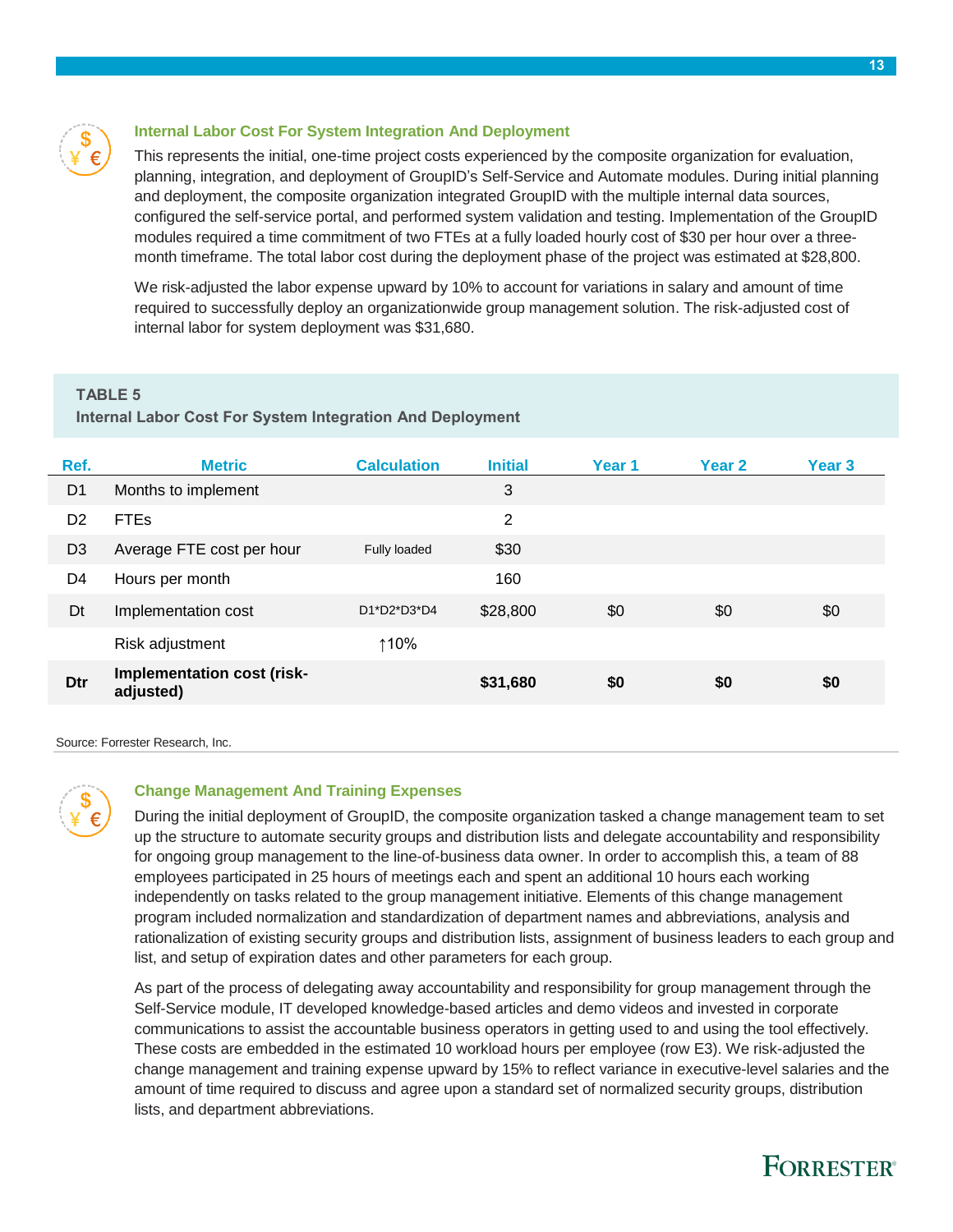### Internal Labor Cost For System Integration And Deployment

This represents the initial, one-time project costs experienced by the composite organization for evaluation, planning, integration, and deployment of GroupID's Self-Service and Automate modules. During initial planning and deployment, the composite organization integrated GroupID with the multiple internal data sources, configured the self-service portal, and performed system validation and testing. Implementation of the GroupID modules required a time commitment of two FTEs at a fully loaded hourly cost of $30 per hour over a three-month timeframe. The total labor cost during the deployment phase of the project was estimated at $28,800.

We risk-adjusted the labor expense upward by 10% to account for variations in salary and amount of time required to successfully deploy an organizationwide group management solution. The risk-adjusted cost of internal labor for system deployment was $31,680.

**TABLE 5**
**Internal Labor Cost For System Integration And Deployment**

| Ref. | Metric | Calculation | Initial | Year 1 | Year 2 | Year 3 |
|---|---|---|---|---|---|---|
| D1 | Months to implement | | 3 | | | |
| D2 | FTEs | | 2 | | | |
| D3 | Average FTE cost per hour | Fully loaded | $30 | | | |
| D4 | Hours per month | | 160 | | | |
| Dt | Implementation cost | D1*D2*D3*D4 | $28,800 | $0 | $0 | $0 |
| | Risk adjustment | ↑10% | | | | |
| **Dtr** | **Implementation cost (risk-adjusted)** | | **$31,680** | **$0** | **$0** | **$0** |

Source: Forrester Research, Inc.

### Change Management And Training Expenses

During the initial deployment of GroupID, the composite organization tasked a change management team to set up the structure to automate security groups and distribution lists and delegate accountability and responsibility for ongoing group management to the line-of-business data owner. In order to accomplish this, a team of 88 employees participated in 25 hours of meetings each and spent an additional 10 hours each working independently on tasks related to the group management initiative. Elements of this change management program included normalization and standardization of department names and abbreviations, analysis and rationalization of existing security groups and distribution lists, assignment of business leaders to each group and list, and setup of expiration dates and other parameters for each group.

As part of the process of delegating away accountability and responsibility for group management through the Self-Service module, IT developed knowledge-based articles and demo videos and invested in corporate communications to assist the accountable business operators in getting used to and using the tool effectively. These costs are embedded in the estimated 10 workload hours per employee (row E3). We risk-adjusted the change management and training expense upward by 15% to reflect variance in executive-level salaries and the amount of time required to discuss and agree upon a standard set of normalized security groups, distribution lists, and department abbreviations.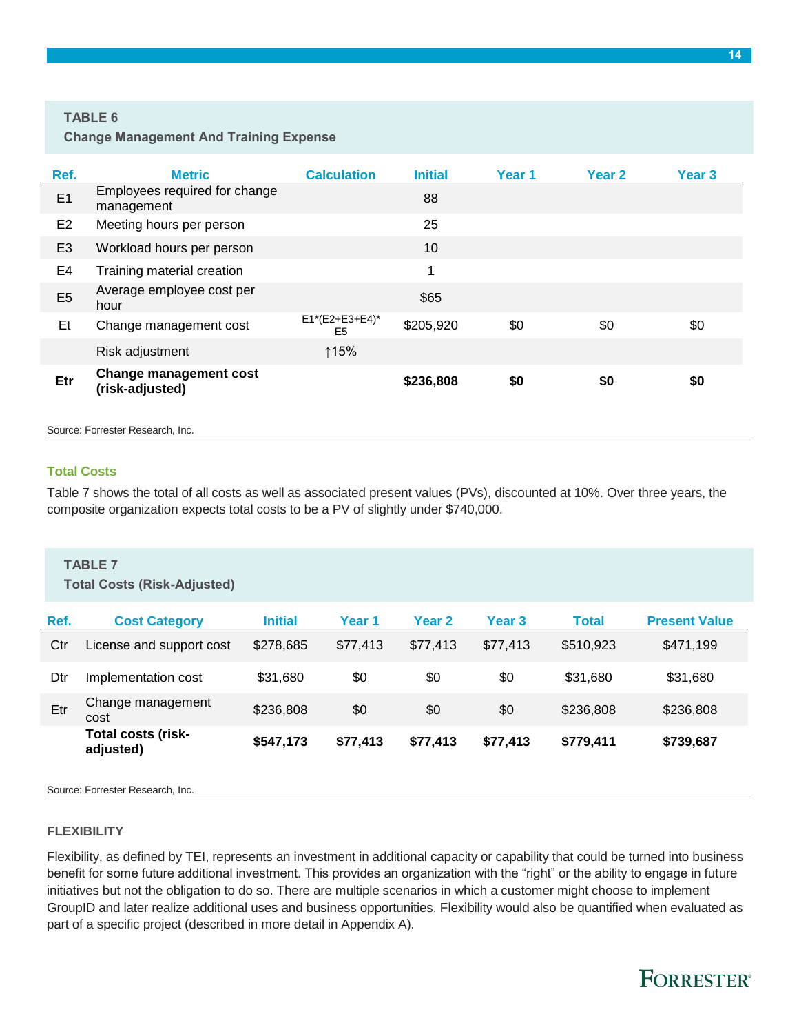**TABLE 6**
**Change Management And Training Expense**

| Ref. | Metric | Calculation | Initial | Year 1 | Year 2 | Year 3 |
|---|---|---|---|---|---|---|
| E1 | Employees required for change management | | 88 | | | |
| E2 | Meeting hours per person | | 25 | | | |
| E3 | Workload hours per person | | 10 | | | |
| E4 | Training material creation | | 1 | | | |
| E5 | Average employee cost per hour | | $65 | | | |
| Et | Change management cost | E1*(E2+E3+E4)*E5 | $205,920 | $0 | $0 | $0 |
| | Risk adjustment | ↑15% | | | | |
| **Etr** | **Change management cost (risk-adjusted)** | | **$236,808** | **$0** | **$0** | **$0** |

Source: Forrester Research, Inc.

### Total Costs

Table 7 shows the total of all costs as well as associated present values (PVs), discounted at 10%. Over three years, the composite organization expects total costs to be a PV of slightly under $740,000.

**TABLE 7**
**Total Costs (Risk-Adjusted)**

| Ref. | Cost Category | Initial | Year 1 | Year 2 | Year 3 | Total | Present Value |
|---|---|---|---|---|---|---|---|
| Ctr | License and support cost | $278,685 | $77,413 | $77,413 | $77,413 | $510,923 | $471,199 |
| Dtr | Implementation cost | $31,680 | $0 | $0 | $0 | $31,680 | $31,680 |
| Etr | Change management cost | $236,808 | $0 | $0 | $0 | $236,808 | $236,808 |
| | **Total costs (risk-adjusted)** | **$547,173** | **$77,413** | **$77,413** | **$77,413** | **$779,411** | **$739,687** |

Source: Forrester Research, Inc.

## FLEXIBILITY

Flexibility, as defined by TEI, represents an investment in additional capacity or capability that could be turned into business benefit for some future additional investment. This provides an organization with the "right" or the ability to engage in future initiatives but not the obligation to do so. There are multiple scenarios in which a customer might choose to implement GroupID and later realize additional uses and business opportunities. Flexibility would also be quantified when evaluated as part of a specific project (described in more detail in Appendix A).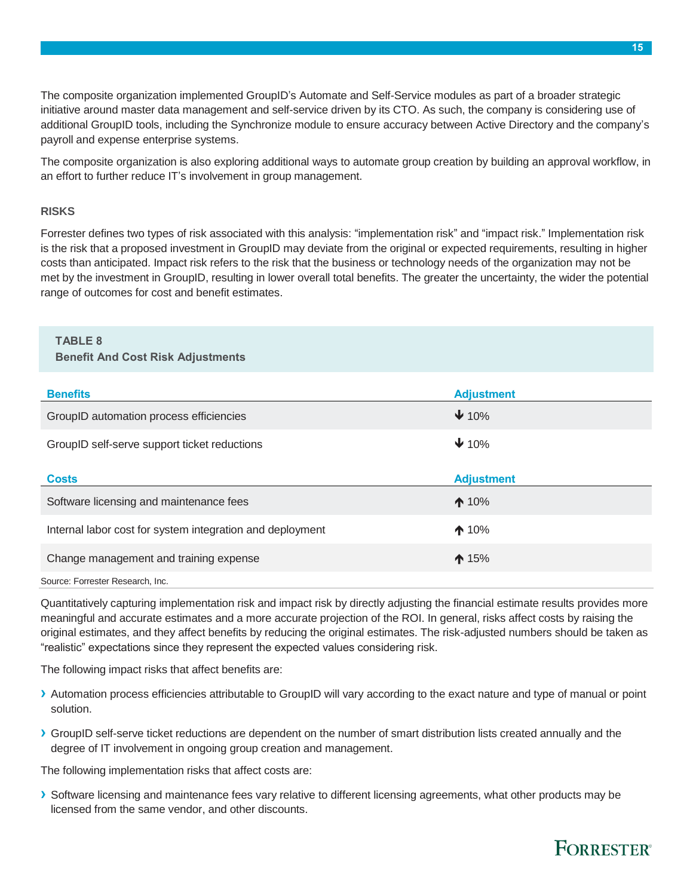The composite organization implemented GroupID's Automate and Self-Service modules as part of a broader strategic initiative around master data management and self-service driven by its CTO. As such, the company is considering use of additional GroupID tools, including the Synchronize module to ensure accuracy between Active Directory and the company's payroll and expense enterprise systems.

The composite organization is also exploring additional ways to automate group creation by building an approval workflow, in an effort to further reduce IT's involvement in group management.

### RISKS

Forrester defines two types of risk associated with this analysis: "implementation risk" and "impact risk." Implementation risk is the risk that a proposed investment in GroupID may deviate from the original or expected requirements, resulting in higher costs than anticipated. Impact risk refers to the risk that the business or technology needs of the organization may not be met by the investment in GroupID, resulting in lower overall total benefits. The greater the uncertainty, the wider the potential range of outcomes for cost and benefit estimates.

**TABLE 8**
**Benefit And Cost Risk Adjustments**

| Benefits | Adjustment |
|---|---|
| GroupID automation process efficiencies | ↓ 10% |
| GroupID self-serve support ticket reductions | ↓ 10% |
| **Costs** | **Adjustment** |
| Software licensing and maintenance fees | ↑ 10% |
| Internal labor cost for system integration and deployment | ↑ 10% |
| Change management and training expense | ↑ 15% |

Source: Forrester Research, Inc.

Quantitatively capturing implementation risk and impact risk by directly adjusting the financial estimate results provides more meaningful and accurate estimates and a more accurate projection of the ROI. In general, risks affect costs by raising the original estimates, and they affect benefits by reducing the original estimates. The risk-adjusted numbers should be taken as "realistic" expectations since they represent the expected values considering risk.

The following impact risks that affect benefits are:

- Automation process efficiencies attributable to GroupID will vary according to the exact nature and type of manual or point solution.
- GroupID self-serve ticket reductions are dependent on the number of smart distribution lists created annually and the degree of IT involvement in ongoing group creation and management.

The following implementation risks that affect costs are:

- Software licensing and maintenance fees vary relative to different licensing agreements, what other products may be licensed from the same vendor, and other discounts.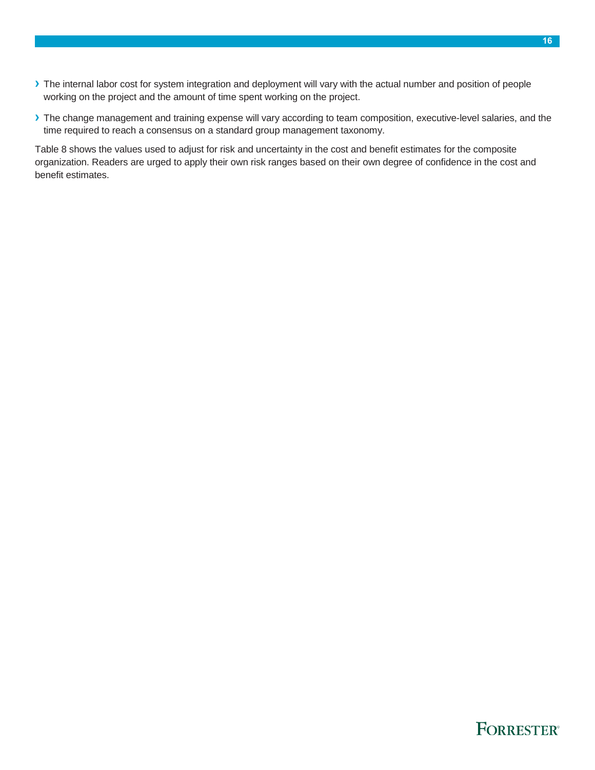- The internal labor cost for system integration and deployment will vary with the actual number and position of people working on the project and the amount of time spent working on the project.

- The change management and training expense will vary according to team composition, executive-level salaries, and the time required to reach a consensus on a standard group management taxonomy.

Table 8 shows the values used to adjust for risk and uncertainty in the cost and benefit estimates for the composite organization. Readers are urged to apply their own risk ranges based on their own degree of confidence in the cost and benefit estimates.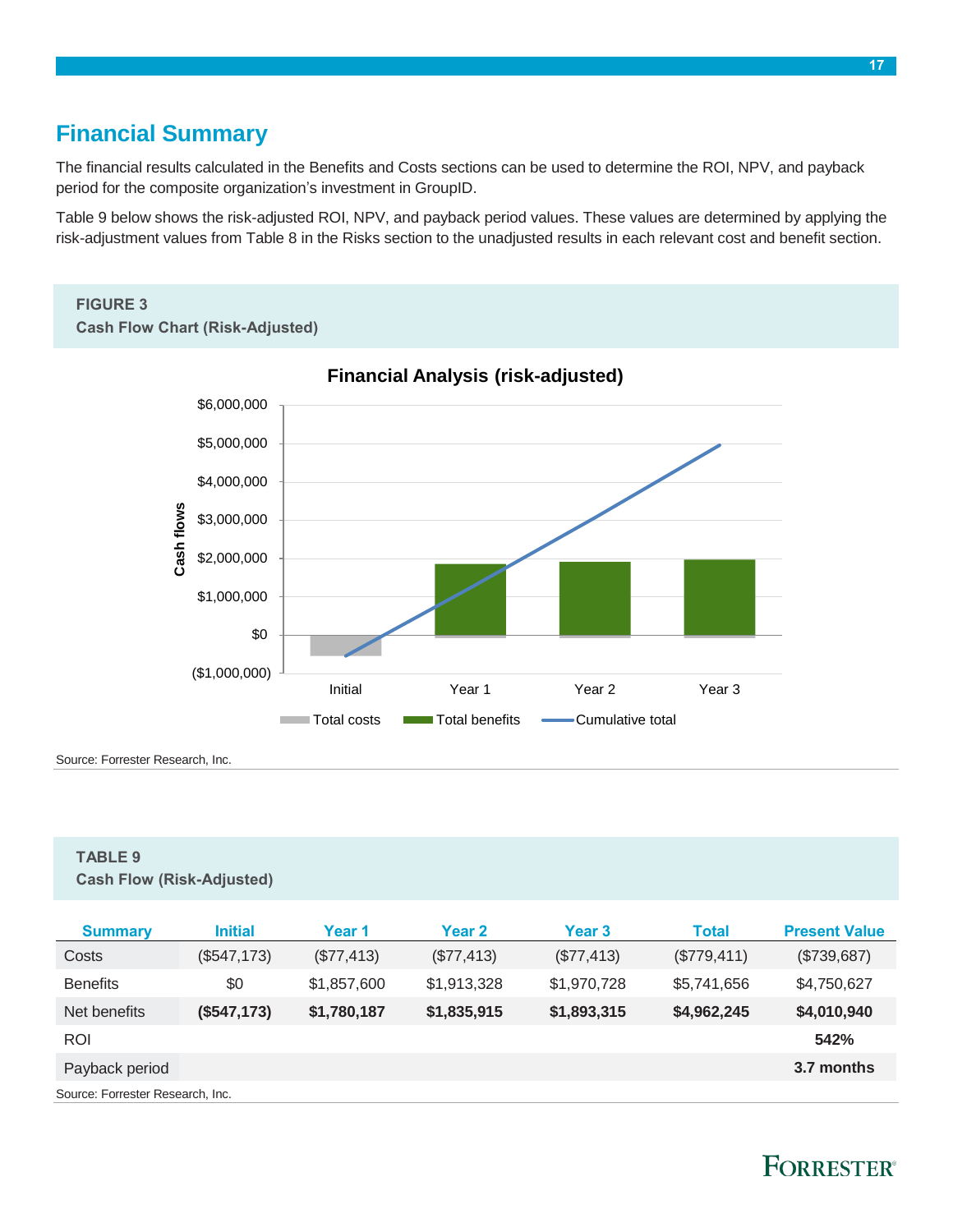## Financial Summary

The financial results calculated in the Benefits and Costs sections can be used to determine the ROI, NPV, and payback period for the composite organization's investment in GroupID.

Table 9 below shows the risk-adjusted ROI, NPV, and payback period values. These values are determined by applying the risk-adjustment values from Table 8 in the Risks section to the unadjusted results in each relevant cost and benefit section.

**FIGURE 3**
**Cash Flow Chart (Risk-Adjusted)**

Financial Analysis (risk-adjusted)

Source: Forrester Research, Inc.

**TABLE 9**
**Cash Flow (Risk-Adjusted)**

| Summary | Initial | Year 1 | Year 2 | Year 3 | Total | Present Value |
|---|---|---|---|---|---|---|
| Costs | ($547,173) | ($77,413) | ($77,413) | ($77,413) | ($779,411) | ($739,687) |
| Benefits | $0 | $1,857,600 | $1,913,328 | $1,970,728 | $5,741,656 | $4,750,627 |
| Net benefits | **($547,173)** | **$1,780,187** | **$1,835,915** | **$1,893,315** | **$4,962,245** | **$4,010,940** |
| ROI | | | | | | **542%** |
| Payback period | | | | | | **3.7 months** |

Source: Forrester Research, Inc.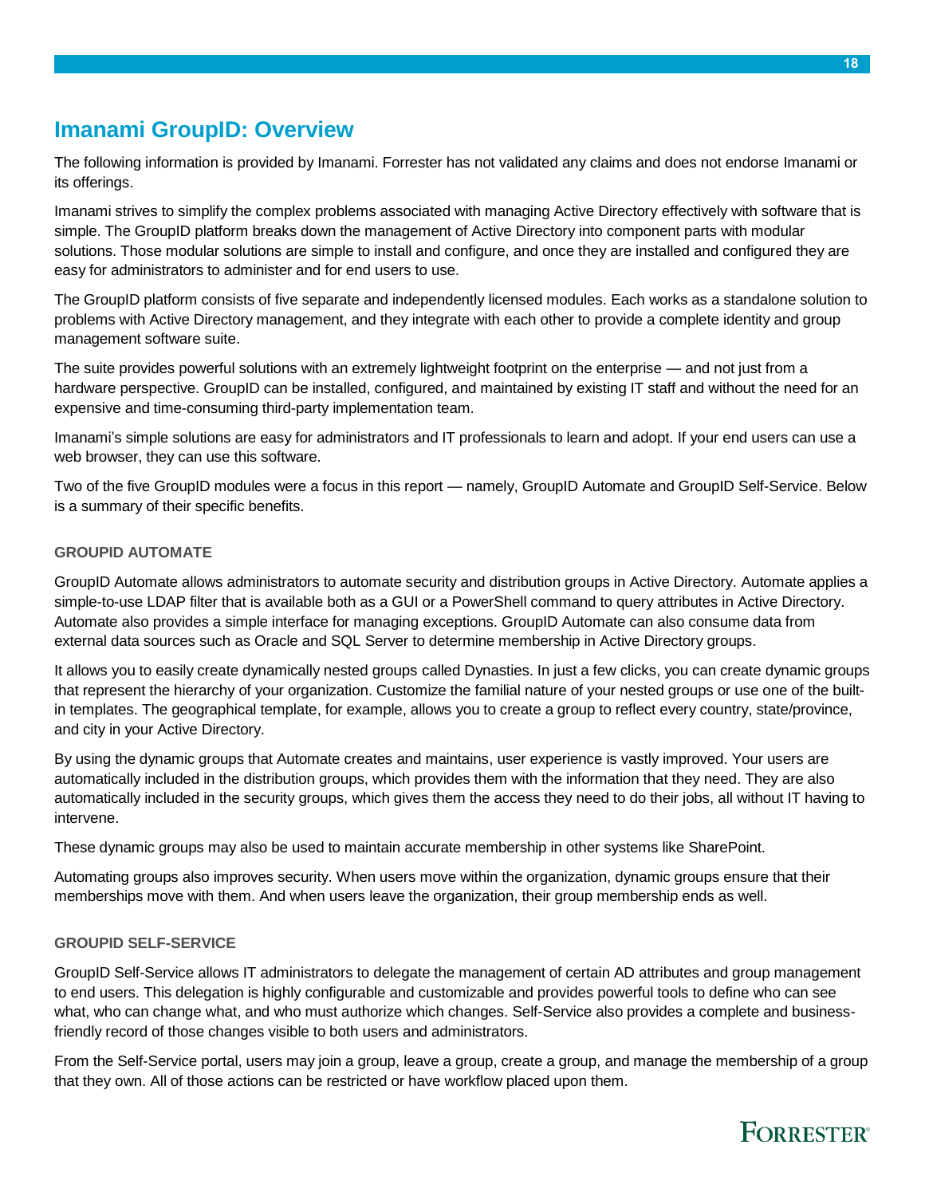## Imanami GroupID: Overview

The following information is provided by Imanami. Forrester has not validated any claims and does not endorse Imanami or its offerings.

Imanami strives to simplify the complex problems associated with managing Active Directory effectively with software that is simple. The GroupID platform breaks down the management of Active Directory into component parts with modular solutions. Those modular solutions are simple to install and configure, and once they are installed and configured they are easy for administrators to administer and for end users to use.

The GroupID platform consists of five separate and independently licensed modules. Each works as a standalone solution to problems with Active Directory management, and they integrate with each other to provide a complete identity and group management software suite.

The suite provides powerful solutions with an extremely lightweight footprint on the enterprise — and not just from a hardware perspective. GroupID can be installed, configured, and maintained by existing IT staff and without the need for an expensive and time-consuming third-party implementation team.

Imanami's simple solutions are easy for administrators and IT professionals to learn and adopt. If your end users can use a web browser, they can use this software.

Two of the five GroupID modules were a focus in this report — namely, GroupID Automate and GroupID Self-Service. Below is a summary of their specific benefits.

### GROUPID AUTOMATE

GroupID Automate allows administrators to automate security and distribution groups in Active Directory. Automate applies a simple-to-use LDAP filter that is available both as a GUI or a PowerShell command to query attributes in Active Directory. Automate also provides a simple interface for managing exceptions. GroupID Automate can also consume data from external data sources such as Oracle and SQL Server to determine membership in Active Directory groups.

It allows you to easily create dynamically nested groups called Dynasties. In just a few clicks, you can create dynamic groups that represent the hierarchy of your organization. Customize the familial nature of your nested groups or use one of the built-in templates. The geographical template, for example, allows you to create a group to reflect every country, state/province, and city in your Active Directory.

By using the dynamic groups that Automate creates and maintains, user experience is vastly improved. Your users are automatically included in the distribution groups, which provides them with the information that they need. They are also automatically included in the security groups, which gives them the access they need to do their jobs, all without IT having to intervene.

These dynamic groups may also be used to maintain accurate membership in other systems like SharePoint.

Automating groups also improves security. When users move within the organization, dynamic groups ensure that their memberships move with them. And when users leave the organization, their group membership ends as well.

### GROUPID SELF-SERVICE

GroupID Self-Service allows IT administrators to delegate the management of certain AD attributes and group management to end users. This delegation is highly configurable and customizable and provides powerful tools to define who can see what, who can change what, and who must authorize which changes. Self-Service also provides a complete and business-friendly record of those changes visible to both users and administrators.

From the Self-Service portal, users may join a group, leave a group, create a group, and manage the membership of a group that they own. All of those actions can be restricted or have workflow placed upon them.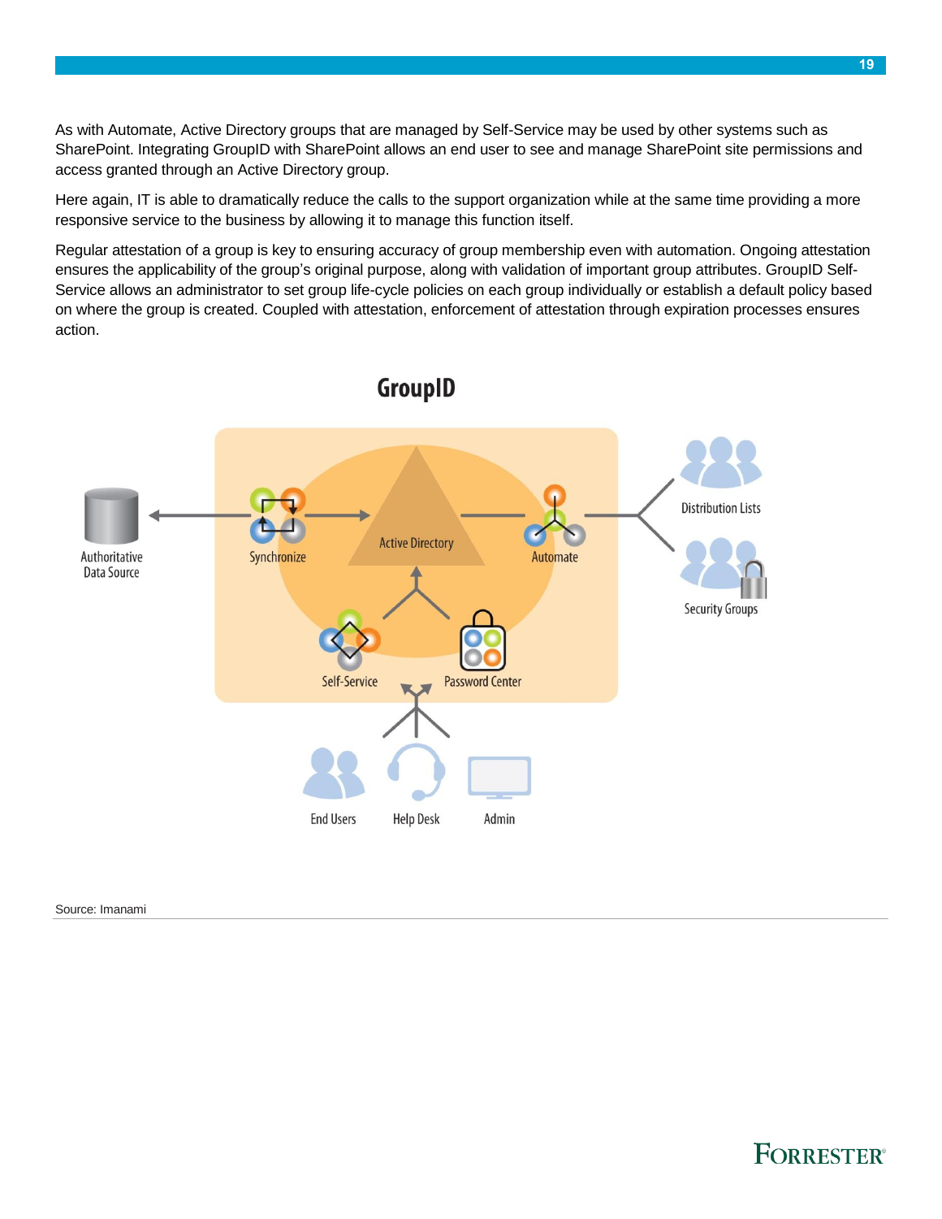As with Automate, Active Directory groups that are managed by Self-Service may be used by other systems such as SharePoint. Integrating GroupID with SharePoint allows an end user to see and manage SharePoint site permissions and access granted through an Active Directory group.

Here again, IT is able to dramatically reduce the calls to the support organization while at the same time providing a more responsive service to the business by allowing it to manage this function itself.

Regular attestation of a group is key to ensuring accuracy of group membership even with automation. Ongoing attestation ensures the applicability of the group's original purpose, along with validation of important group attributes. GroupID Self-Service allows an administrator to set group life-cycle policies on each group individually or establish a default policy based on where the group is created. Coupled with attestation, enforcement of attestation through expiration processes ensures action.

**GroupID**

Authoritative Data Source · Synchronize · Active Directory · Automate · Distribution Lists · Security Groups · Self-Service · Password Center · End Users · Help Desk · Admin

Source: Imanami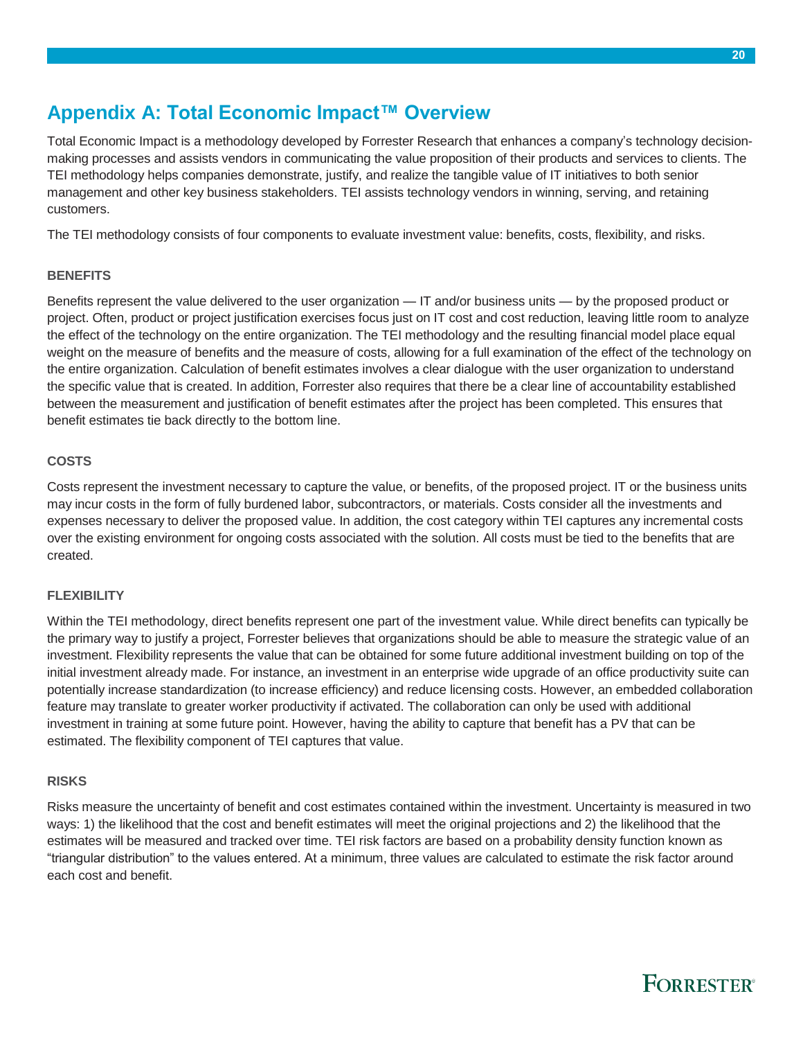## Appendix A: Total Economic Impact™ Overview

Total Economic Impact is a methodology developed by Forrester Research that enhances a company's technology decision-making processes and assists vendors in communicating the value proposition of their products and services to clients. The TEI methodology helps companies demonstrate, justify, and realize the tangible value of IT initiatives to both senior management and other key business stakeholders. TEI assists technology vendors in winning, serving, and retaining customers.

The TEI methodology consists of four components to evaluate investment value: benefits, costs, flexibility, and risks.

#### BENEFITS

Benefits represent the value delivered to the user organization — IT and/or business units — by the proposed product or project. Often, product or project justification exercises focus just on IT cost and cost reduction, leaving little room to analyze the effect of the technology on the entire organization. The TEI methodology and the resulting financial model place equal weight on the measure of benefits and the measure of costs, allowing for a full examination of the effect of the technology on the entire organization. Calculation of benefit estimates involves a clear dialogue with the user organization to understand the specific value that is created. In addition, Forrester also requires that there be a clear line of accountability established between the measurement and justification of benefit estimates after the project has been completed. This ensures that benefit estimates tie back directly to the bottom line.

#### COSTS

Costs represent the investment necessary to capture the value, or benefits, of the proposed project. IT or the business units may incur costs in the form of fully burdened labor, subcontractors, or materials. Costs consider all the investments and expenses necessary to deliver the proposed value. In addition, the cost category within TEI captures any incremental costs over the existing environment for ongoing costs associated with the solution. All costs must be tied to the benefits that are created.

#### FLEXIBILITY

Within the TEI methodology, direct benefits represent one part of the investment value. While direct benefits can typically be the primary way to justify a project, Forrester believes that organizations should be able to measure the strategic value of an investment. Flexibility represents the value that can be obtained for some future additional investment building on top of the initial investment already made. For instance, an investment in an enterprise wide upgrade of an office productivity suite can potentially increase standardization (to increase efficiency) and reduce licensing costs. However, an embedded collaboration feature may translate to greater worker productivity if activated. The collaboration can only be used with additional investment in training at some future point. However, having the ability to capture that benefit has a PV that can be estimated. The flexibility component of TEI captures that value.

#### RISKS

Risks measure the uncertainty of benefit and cost estimates contained within the investment. Uncertainty is measured in two ways: 1) the likelihood that the cost and benefit estimates will meet the original projections and 2) the likelihood that the estimates will be measured and tracked over time. TEI risk factors are based on a probability density function known as "triangular distribution" to the values entered. At a minimum, three values are calculated to estimate the risk factor around each cost and benefit.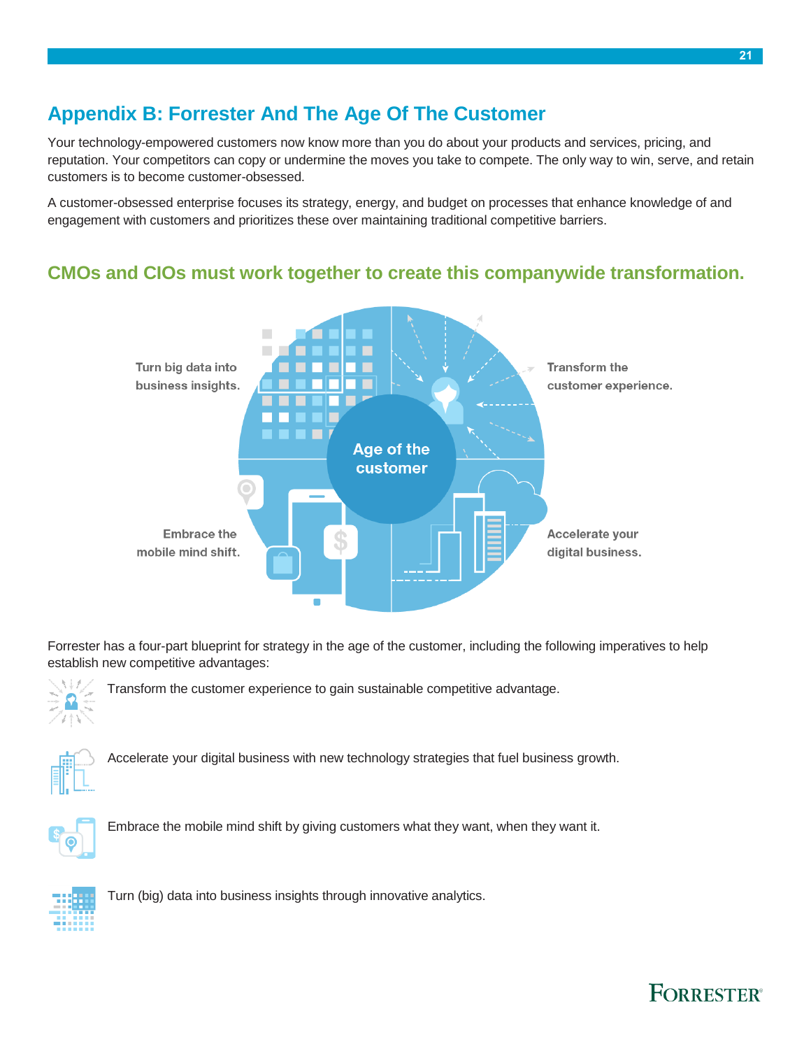## Appendix B: Forrester And The Age Of The Customer

Your technology-empowered customers now know more than you do about your products and services, pricing, and reputation. Your competitors can copy or undermine the moves you take to compete. The only way to win, serve, and retain customers is to become customer-obsessed.

A customer-obsessed enterprise focuses its strategy, energy, and budget on processes that enhance knowledge of and engagement with customers and prioritizes these over maintaining traditional competitive barriers.

### CMOs and CIOs must work together to create this companywide transformation.

Turn big data into business insights.

Transform the customer experience.

Age of the customer

Embrace the mobile mind shift.

Accelerate your digital business.

Forrester has a four-part blueprint for strategy in the age of the customer, including the following imperatives to help establish new competitive advantages:

- Transform the customer experience to gain sustainable competitive advantage.
- Accelerate your digital business with new technology strategies that fuel business growth.
- Embrace the mobile mind shift by giving customers what they want, when they want it.
- Turn (big) data into business insights through innovative analytics.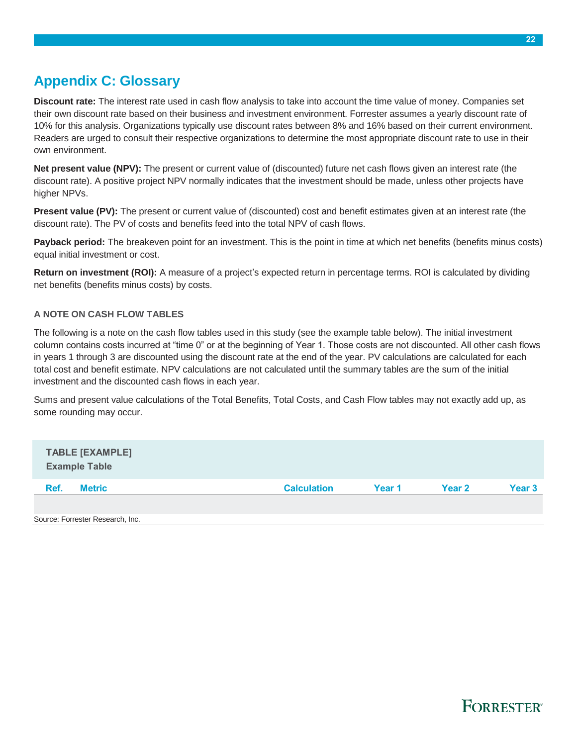# Appendix C: Glossary

**Discount rate:** The interest rate used in cash flow analysis to take into account the time value of money. Companies set their own discount rate based on their business and investment environment. Forrester assumes a yearly discount rate of 10% for this analysis. Organizations typically use discount rates between 8% and 16% based on their current environment. Readers are urged to consult their respective organizations to determine the most appropriate discount rate to use in their own environment.

**Net present value (NPV):** The present or current value of (discounted) future net cash flows given an interest rate (the discount rate). A positive project NPV normally indicates that the investment should be made, unless other projects have higher NPVs.

**Present value (PV):** The present or current value of (discounted) cost and benefit estimates given at an interest rate (the discount rate). The PV of costs and benefits feed into the total NPV of cash flows.

**Payback period:** The breakeven point for an investment. This is the point in time at which net benefits (benefits minus costs) equal initial investment or cost.

**Return on investment (ROI):** A measure of a project's expected return in percentage terms. ROI is calculated by dividing net benefits (benefits minus costs) by costs.

### A NOTE ON CASH FLOW TABLES

The following is a note on the cash flow tables used in this study (see the example table below). The initial investment column contains costs incurred at "time 0" or at the beginning of Year 1. Those costs are not discounted. All other cash flows in years 1 through 3 are discounted using the discount rate at the end of the year. PV calculations are calculated for each total cost and benefit estimate. NPV calculations are not calculated until the summary tables are the sum of the initial investment and the discounted cash flows in each year.

Sums and present value calculations of the Total Benefits, Total Costs, and Cash Flow tables may not exactly add up, as some rounding may occur.

**TABLE [EXAMPLE]**
**Example Table**

| Ref. | Metric | Calculation | Year 1 | Year 2 | Year 3 |
|---|---|---|---|---|---|
| | | | | | |

Source: Forrester Research, Inc.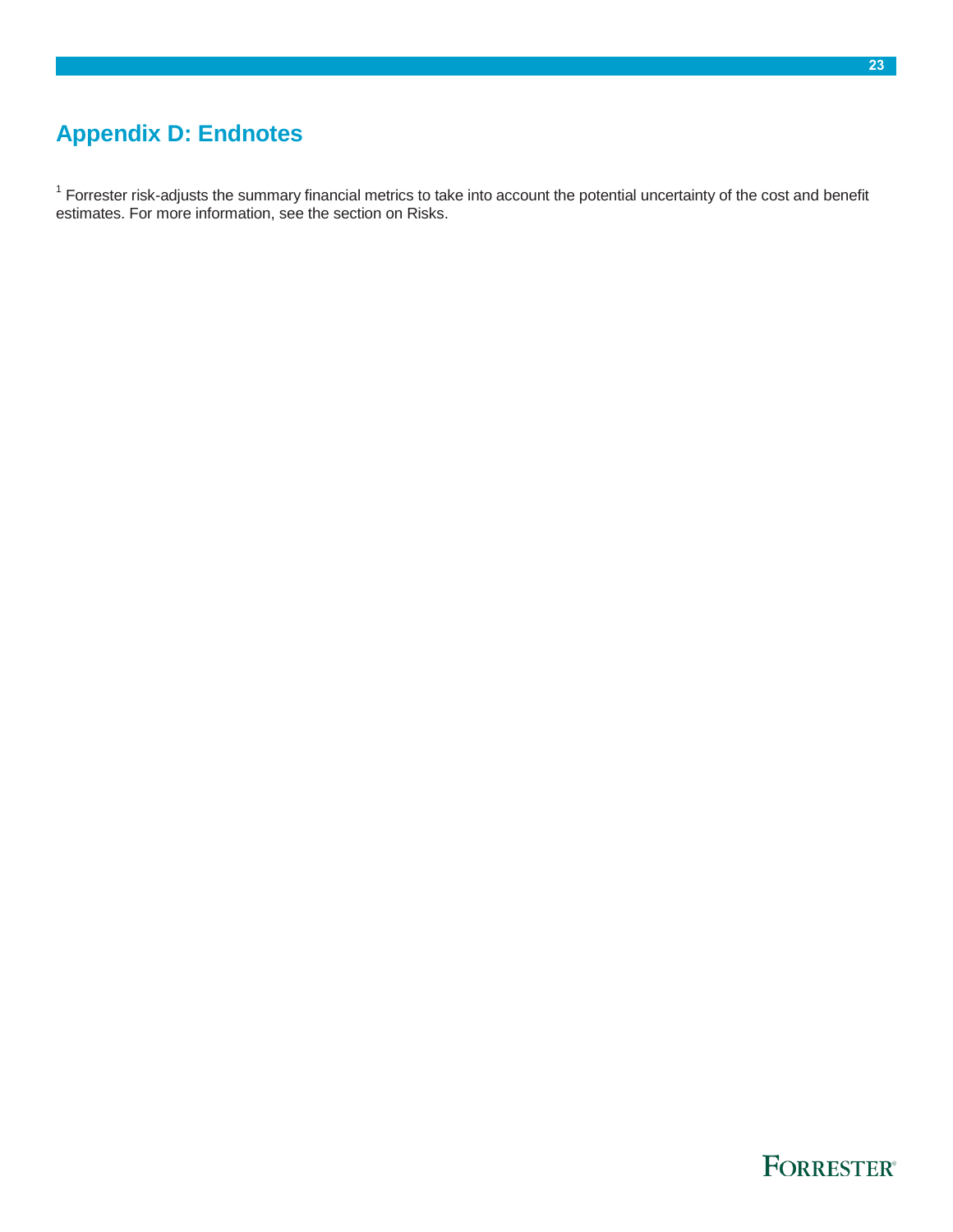## Appendix D: Endnotes

[1] Forrester risk-adjusts the summary financial metrics to take into account the potential uncertainty of the cost and benefit estimates. For more information, see the section on Risks.